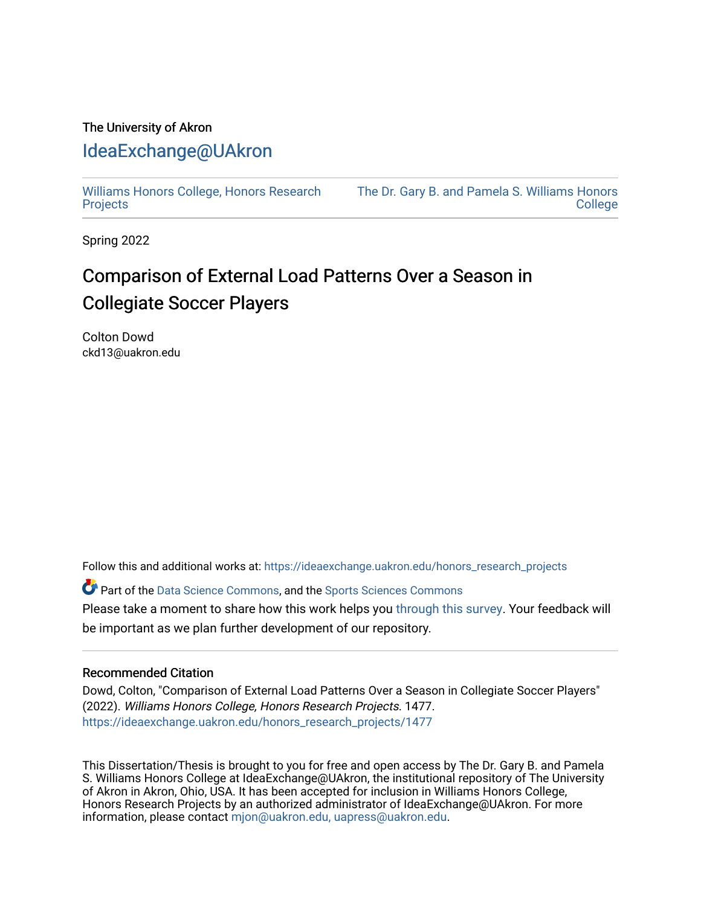The University of Akron

# IdeaExchange@UAkron

Williams Honors College, Honors Research Projects

The Dr. Gary B. and Pamela S. Williams Honors College

Spring 2022

## Comparison of External Load Patterns Over a Season in Collegiate Soccer Players

Colton Dowd
ckd13@uakron.edu

Follow this and additional works at: https://ideaexchange.uakron.edu/honors_research_projects

Part of the Data Science Commons, and the Sports Sciences Commons

Please take a moment to share how this work helps you through this survey. Your feedback will be important as we plan further development of our repository.

### Recommended Citation

Dowd, Colton, "Comparison of External Load Patterns Over a Season in Collegiate Soccer Players" (2022). *Williams Honors College, Honors Research Projects*. 1477.
https://ideaexchange.uakron.edu/honors_research_projects/1477

This Dissertation/Thesis is brought to you for free and open access by The Dr. Gary B. and Pamela S. Williams Honors College at IdeaExchange@UAkron, the institutional repository of The University of Akron in Akron, Ohio, USA. It has been accepted for inclusion in Williams Honors College, Honors Research Projects by an authorized administrator of IdeaExchange@UAkron. For more information, please contact mjon@uakron.edu, uapress@uakron.edu.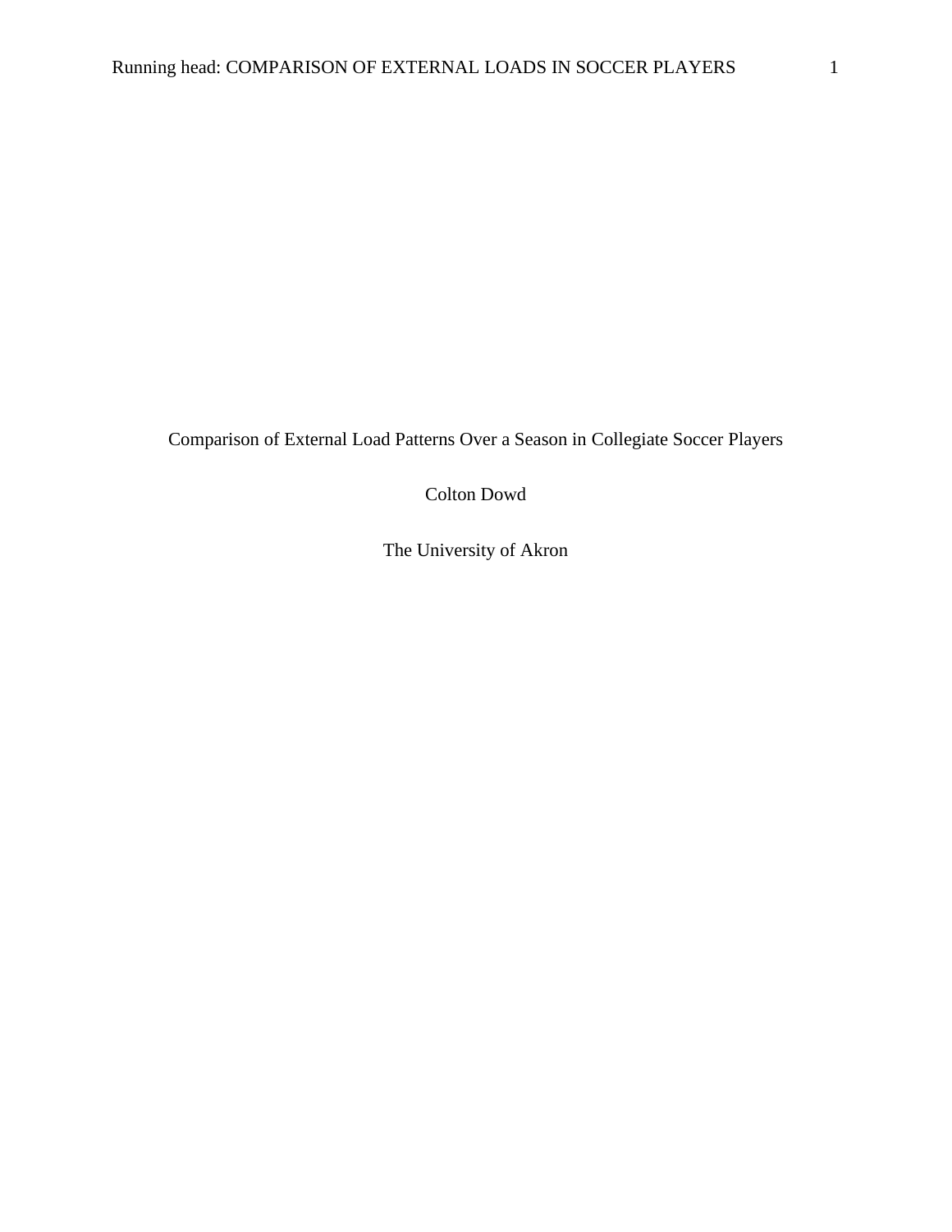# Comparison of External Load Patterns Over a Season in Collegiate Soccer Players

Colton Dowd

The University of Akron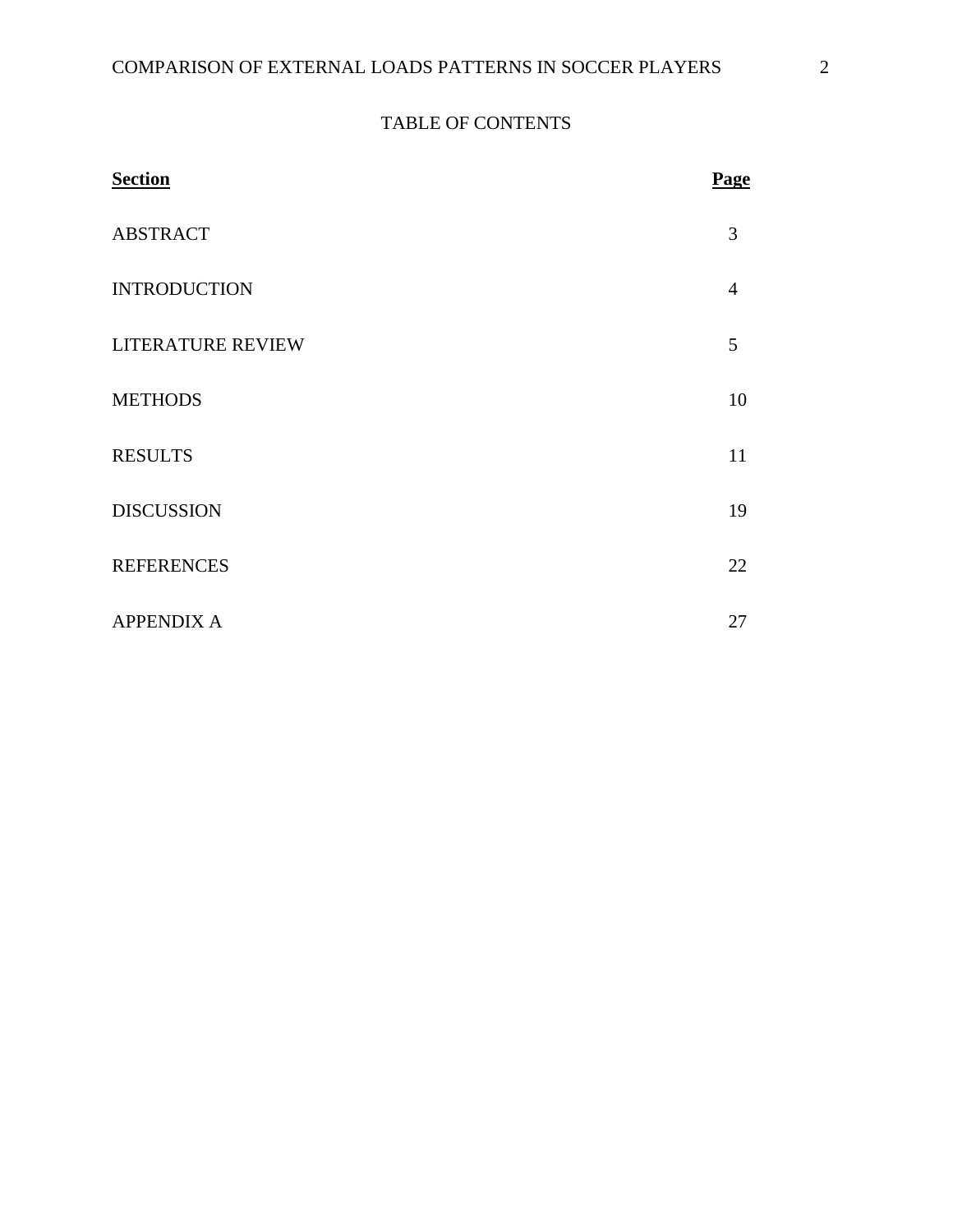# TABLE OF CONTENTS

| **Section** | **Page** |
|---|---|
| ABSTRACT | 3 |
| INTRODUCTION | 4 |
| LITERATURE REVIEW | 5 |
| METHODS | 10 |
| RESULTS | 11 |
| DISCUSSION | 19 |
| REFERENCES | 22 |
| APPENDIX A | 27 |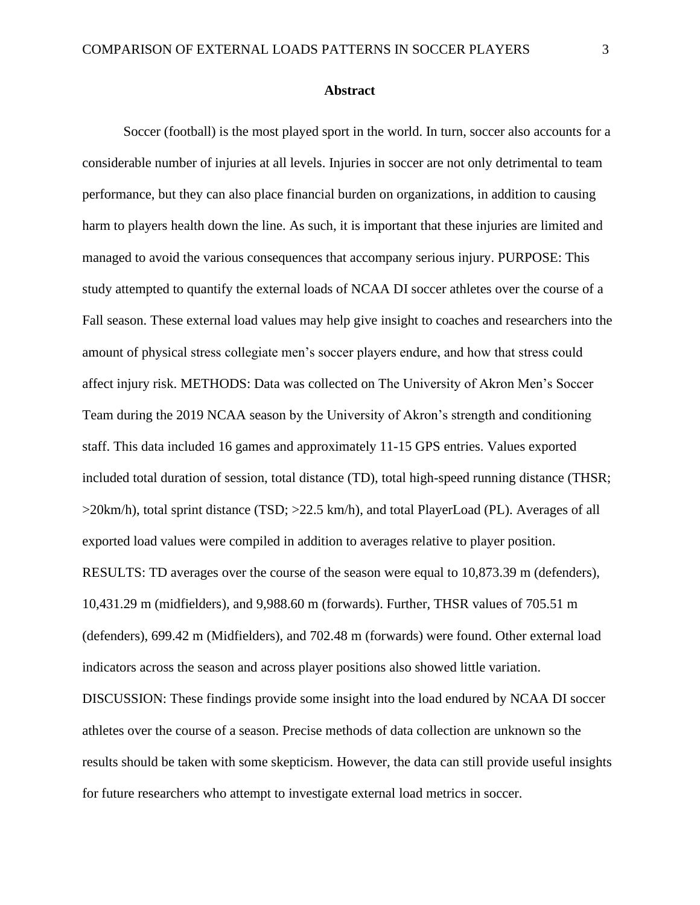# Abstract

Soccer (football) is the most played sport in the world. In turn, soccer also accounts for a considerable number of injuries at all levels. Injuries in soccer are not only detrimental to team performance, but they can also place financial burden on organizations, in addition to causing harm to players health down the line. As such, it is important that these injuries are limited and managed to avoid the various consequences that accompany serious injury. PURPOSE: This study attempted to quantify the external loads of NCAA DI soccer athletes over the course of a Fall season. These external load values may help give insight to coaches and researchers into the amount of physical stress collegiate men's soccer players endure, and how that stress could affect injury risk. METHODS: Data was collected on The University of Akron Men's Soccer Team during the 2019 NCAA season by the University of Akron's strength and conditioning staff. This data included 16 games and approximately 11-15 GPS entries. Values exported included total duration of session, total distance (TD), total high-speed running distance (THSR; >20km/h), total sprint distance (TSD; >22.5 km/h), and total PlayerLoad (PL). Averages of all exported load values were compiled in addition to averages relative to player position. RESULTS: TD averages over the course of the season were equal to 10,873.39 m (defenders), 10,431.29 m (midfielders), and 9,988.60 m (forwards). Further, THSR values of 705.51 m (defenders), 699.42 m (Midfielders), and 702.48 m (forwards) were found. Other external load indicators across the season and across player positions also showed little variation. DISCUSSION: These findings provide some insight into the load endured by NCAA DI soccer athletes over the course of a season. Precise methods of data collection are unknown so the results should be taken with some skepticism. However, the data can still provide useful insights for future researchers who attempt to investigate external load metrics in soccer.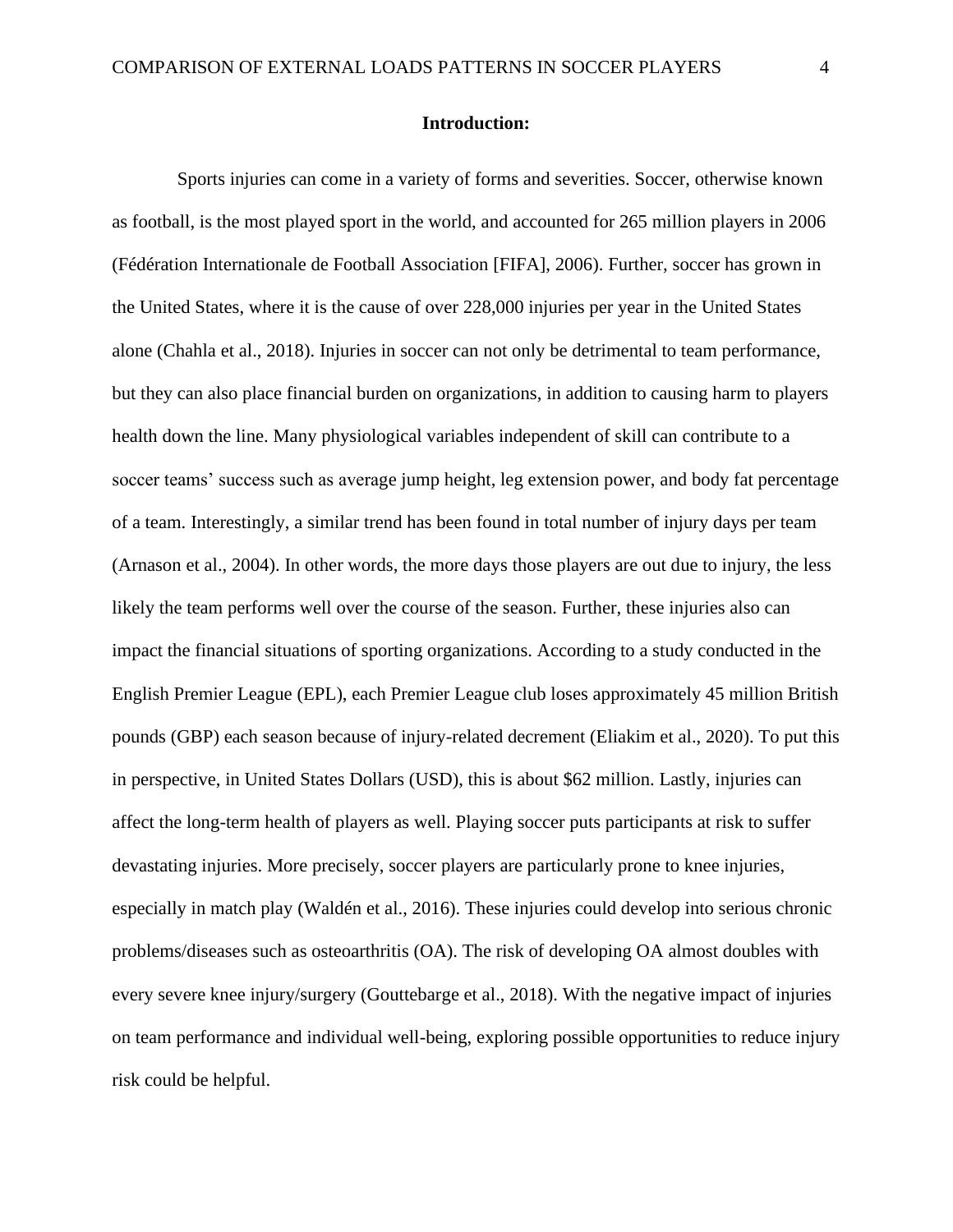## Introduction:

Sports injuries can come in a variety of forms and severities. Soccer, otherwise known as football, is the most played sport in the world, and accounted for 265 million players in 2006 (Fédération Internationale de Football Association [FIFA], 2006). Further, soccer has grown in the United States, where it is the cause of over 228,000 injuries per year in the United States alone (Chahla et al., 2018). Injuries in soccer can not only be detrimental to team performance, but they can also place financial burden on organizations, in addition to causing harm to players health down the line. Many physiological variables independent of skill can contribute to a soccer teams' success such as average jump height, leg extension power, and body fat percentage of a team. Interestingly, a similar trend has been found in total number of injury days per team (Arnason et al., 2004). In other words, the more days those players are out due to injury, the less likely the team performs well over the course of the season. Further, these injuries also can impact the financial situations of sporting organizations. According to a study conducted in the English Premier League (EPL), each Premier League club loses approximately 45 million British pounds (GBP) each season because of injury-related decrement (Eliakim et al., 2020). To put this in perspective, in United States Dollars (USD), this is about $62 million. Lastly, injuries can affect the long-term health of players as well. Playing soccer puts participants at risk to suffer devastating injuries. More precisely, soccer players are particularly prone to knee injuries, especially in match play (Waldén et al., 2016). These injuries could develop into serious chronic problems/diseases such as osteoarthritis (OA). The risk of developing OA almost doubles with every severe knee injury/surgery (Gouttebarge et al., 2018). With the negative impact of injuries on team performance and individual well-being, exploring possible opportunities to reduce injury risk could be helpful.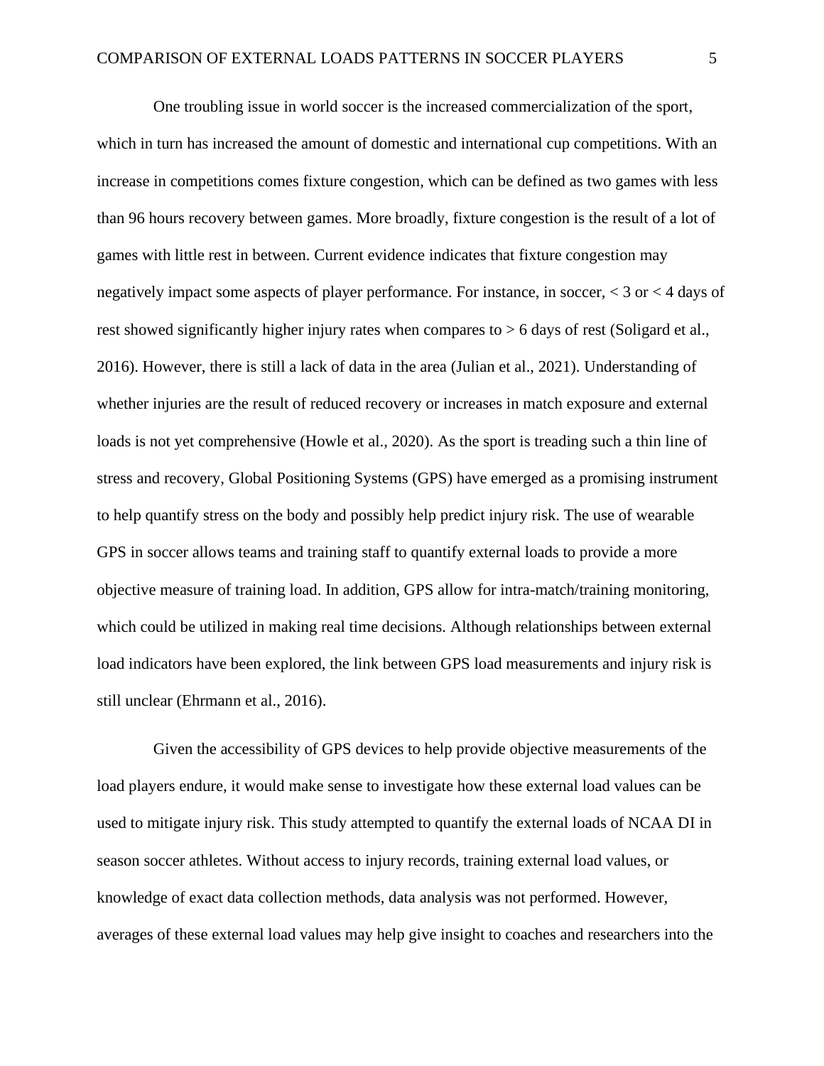One troubling issue in world soccer is the increased commercialization of the sport, which in turn has increased the amount of domestic and international cup competitions. With an increase in competitions comes fixture congestion, which can be defined as two games with less than 96 hours recovery between games. More broadly, fixture congestion is the result of a lot of games with little rest in between. Current evidence indicates that fixture congestion may negatively impact some aspects of player performance. For instance, in soccer, < 3 or < 4 days of rest showed significantly higher injury rates when compares to > 6 days of rest (Soligard et al., 2016). However, there is still a lack of data in the area (Julian et al., 2021). Understanding of whether injuries are the result of reduced recovery or increases in match exposure and external loads is not yet comprehensive (Howle et al., 2020). As the sport is treading such a thin line of stress and recovery, Global Positioning Systems (GPS) have emerged as a promising instrument to help quantify stress on the body and possibly help predict injury risk. The use of wearable GPS in soccer allows teams and training staff to quantify external loads to provide a more objective measure of training load. In addition, GPS allow for intra-match/training monitoring, which could be utilized in making real time decisions. Although relationships between external load indicators have been explored, the link between GPS load measurements and injury risk is still unclear (Ehrmann et al., 2016).

Given the accessibility of GPS devices to help provide objective measurements of the load players endure, it would make sense to investigate how these external load values can be used to mitigate injury risk. This study attempted to quantify the external loads of NCAA DI in season soccer athletes. Without access to injury records, training external load values, or knowledge of exact data collection methods, data analysis was not performed. However, averages of these external load values may help give insight to coaches and researchers into the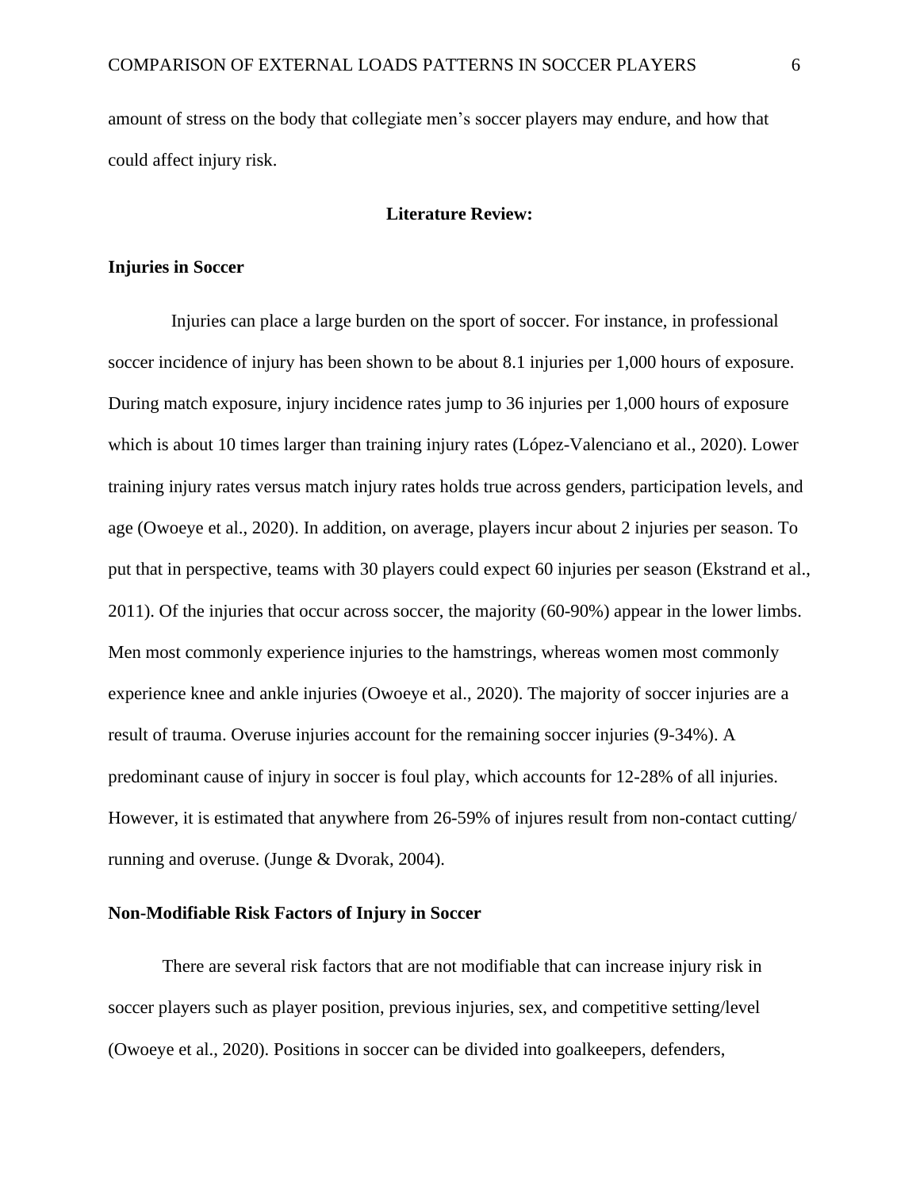amount of stress on the body that collegiate men's soccer players may endure, and how that could affect injury risk.

## Literature Review:

### Injuries in Soccer

Injuries can place a large burden on the sport of soccer. For instance, in professional soccer incidence of injury has been shown to be about 8.1 injuries per 1,000 hours of exposure. During match exposure, injury incidence rates jump to 36 injuries per 1,000 hours of exposure which is about 10 times larger than training injury rates (López-Valenciano et al., 2020). Lower training injury rates versus match injury rates holds true across genders, participation levels, and age (Owoeye et al., 2020). In addition, on average, players incur about 2 injuries per season. To put that in perspective, teams with 30 players could expect 60 injuries per season (Ekstrand et al., 2011). Of the injuries that occur across soccer, the majority (60-90%) appear in the lower limbs. Men most commonly experience injuries to the hamstrings, whereas women most commonly experience knee and ankle injuries (Owoeye et al., 2020). The majority of soccer injuries are a result of trauma. Overuse injuries account for the remaining soccer injuries (9-34%). A predominant cause of injury in soccer is foul play, which accounts for 12-28% of all injuries. However, it is estimated that anywhere from 26-59% of injures result from non-contact cutting/ running and overuse. (Junge & Dvorak, 2004).

### Non-Modifiable Risk Factors of Injury in Soccer

There are several risk factors that are not modifiable that can increase injury risk in soccer players such as player position, previous injuries, sex, and competitive setting/level (Owoeye et al., 2020). Positions in soccer can be divided into goalkeepers, defenders,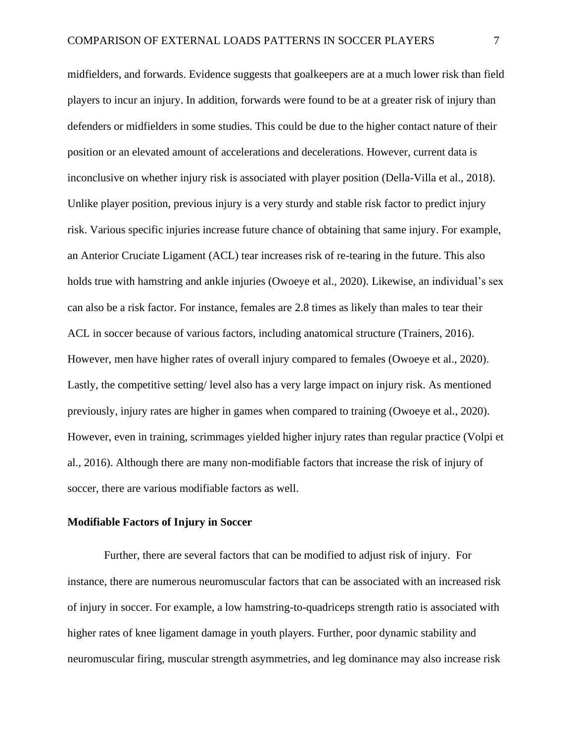midfielders, and forwards. Evidence suggests that goalkeepers are at a much lower risk than field players to incur an injury. In addition, forwards were found to be at a greater risk of injury than defenders or midfielders in some studies. This could be due to the higher contact nature of their position or an elevated amount of accelerations and decelerations. However, current data is inconclusive on whether injury risk is associated with player position (Della-Villa et al., 2018). Unlike player position, previous injury is a very sturdy and stable risk factor to predict injury risk. Various specific injuries increase future chance of obtaining that same injury. For example, an Anterior Cruciate Ligament (ACL) tear increases risk of re-tearing in the future. This also holds true with hamstring and ankle injuries (Owoeye et al., 2020). Likewise, an individual's sex can also be a risk factor. For instance, females are 2.8 times as likely than males to tear their ACL in soccer because of various factors, including anatomical structure (Trainers, 2016). However, men have higher rates of overall injury compared to females (Owoeye et al., 2020). Lastly, the competitive setting/ level also has a very large impact on injury risk. As mentioned previously, injury rates are higher in games when compared to training (Owoeye et al., 2020). However, even in training, scrimmages yielded higher injury rates than regular practice (Volpi et al., 2016). Although there are many non-modifiable factors that increase the risk of injury of soccer, there are various modifiable factors as well.

**Modifiable Factors of Injury in Soccer**

Further, there are several factors that can be modified to adjust risk of injury. For instance, there are numerous neuromuscular factors that can be associated with an increased risk of injury in soccer. For example, a low hamstring-to-quadriceps strength ratio is associated with higher rates of knee ligament damage in youth players. Further, poor dynamic stability and neuromuscular firing, muscular strength asymmetries, and leg dominance may also increase risk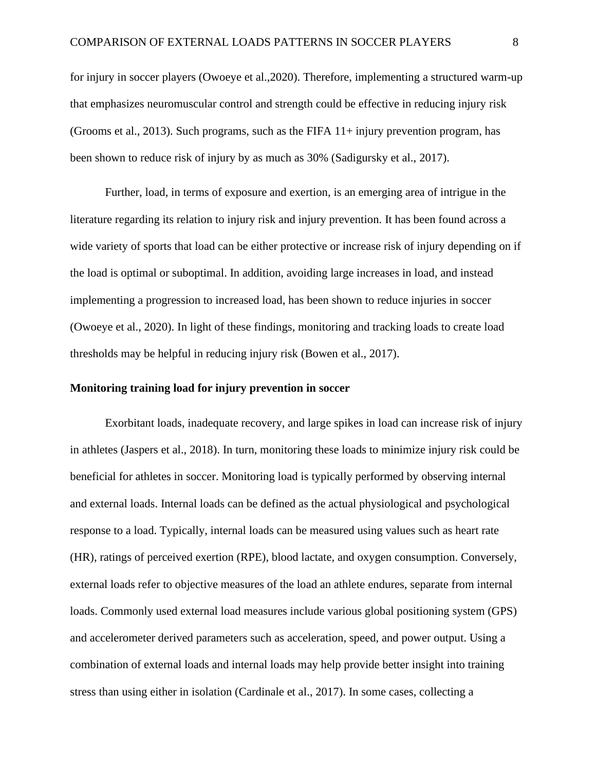for injury in soccer players (Owoeye et al.,2020). Therefore, implementing a structured warm-up that emphasizes neuromuscular control and strength could be effective in reducing injury risk (Grooms et al., 2013). Such programs, such as the FIFA 11+ injury prevention program, has been shown to reduce risk of injury by as much as 30% (Sadigursky et al., 2017).

Further, load, in terms of exposure and exertion, is an emerging area of intrigue in the literature regarding its relation to injury risk and injury prevention. It has been found across a wide variety of sports that load can be either protective or increase risk of injury depending on if the load is optimal or suboptimal. In addition, avoiding large increases in load, and instead implementing a progression to increased load, has been shown to reduce injuries in soccer (Owoeye et al., 2020). In light of these findings, monitoring and tracking loads to create load thresholds may be helpful in reducing injury risk (Bowen et al., 2017).

**Monitoring training load for injury prevention in soccer**

Exorbitant loads, inadequate recovery, and large spikes in load can increase risk of injury in athletes (Jaspers et al., 2018). In turn, monitoring these loads to minimize injury risk could be beneficial for athletes in soccer. Monitoring load is typically performed by observing internal and external loads. Internal loads can be defined as the actual physiological and psychological response to a load. Typically, internal loads can be measured using values such as heart rate (HR), ratings of perceived exertion (RPE), blood lactate, and oxygen consumption. Conversely, external loads refer to objective measures of the load an athlete endures, separate from internal loads. Commonly used external load measures include various global positioning system (GPS) and accelerometer derived parameters such as acceleration, speed, and power output. Using a combination of external loads and internal loads may help provide better insight into training stress than using either in isolation (Cardinale et al., 2017). In some cases, collecting a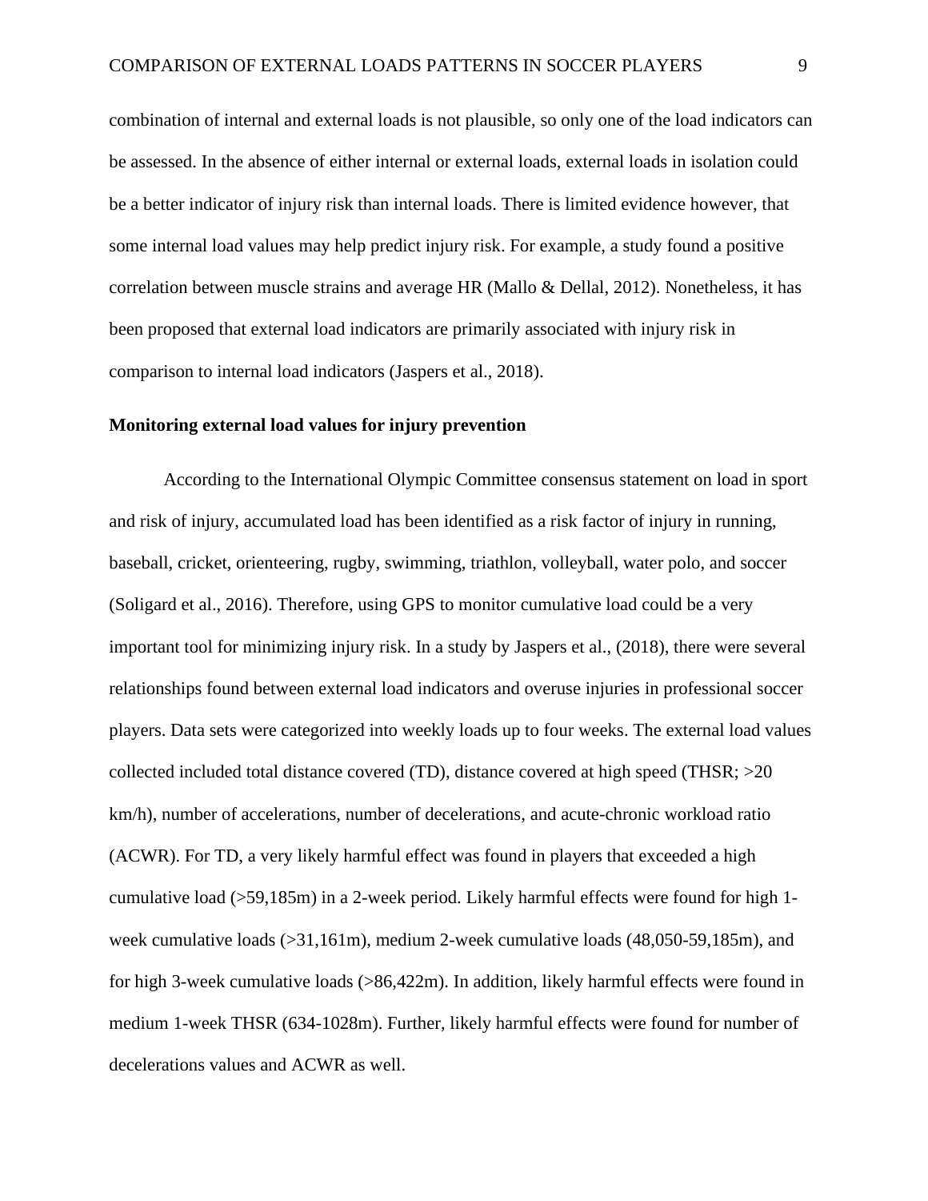combination of internal and external loads is not plausible, so only one of the load indicators can be assessed. In the absence of either internal or external loads, external loads in isolation could be a better indicator of injury risk than internal loads. There is limited evidence however, that some internal load values may help predict injury risk. For example, a study found a positive correlation between muscle strains and average HR (Mallo & Dellal, 2012). Nonetheless, it has been proposed that external load indicators are primarily associated with injury risk in comparison to internal load indicators (Jaspers et al., 2018).

**Monitoring external load values for injury prevention**

According to the International Olympic Committee consensus statement on load in sport and risk of injury, accumulated load has been identified as a risk factor of injury in running, baseball, cricket, orienteering, rugby, swimming, triathlon, volleyball, water polo, and soccer (Soligard et al., 2016). Therefore, using GPS to monitor cumulative load could be a very important tool for minimizing injury risk. In a study by Jaspers et al., (2018), there were several relationships found between external load indicators and overuse injuries in professional soccer players. Data sets were categorized into weekly loads up to four weeks. The external load values collected included total distance covered (TD), distance covered at high speed (THSR; >20 km/h), number of accelerations, number of decelerations, and acute-chronic workload ratio (ACWR). For TD, a very likely harmful effect was found in players that exceeded a high cumulative load (>59,185m) in a 2-week period. Likely harmful effects were found for high 1-week cumulative loads (>31,161m), medium 2-week cumulative loads (48,050-59,185m), and for high 3-week cumulative loads (>86,422m). In addition, likely harmful effects were found in medium 1-week THSR (634-1028m). Further, likely harmful effects were found for number of decelerations values and ACWR as well.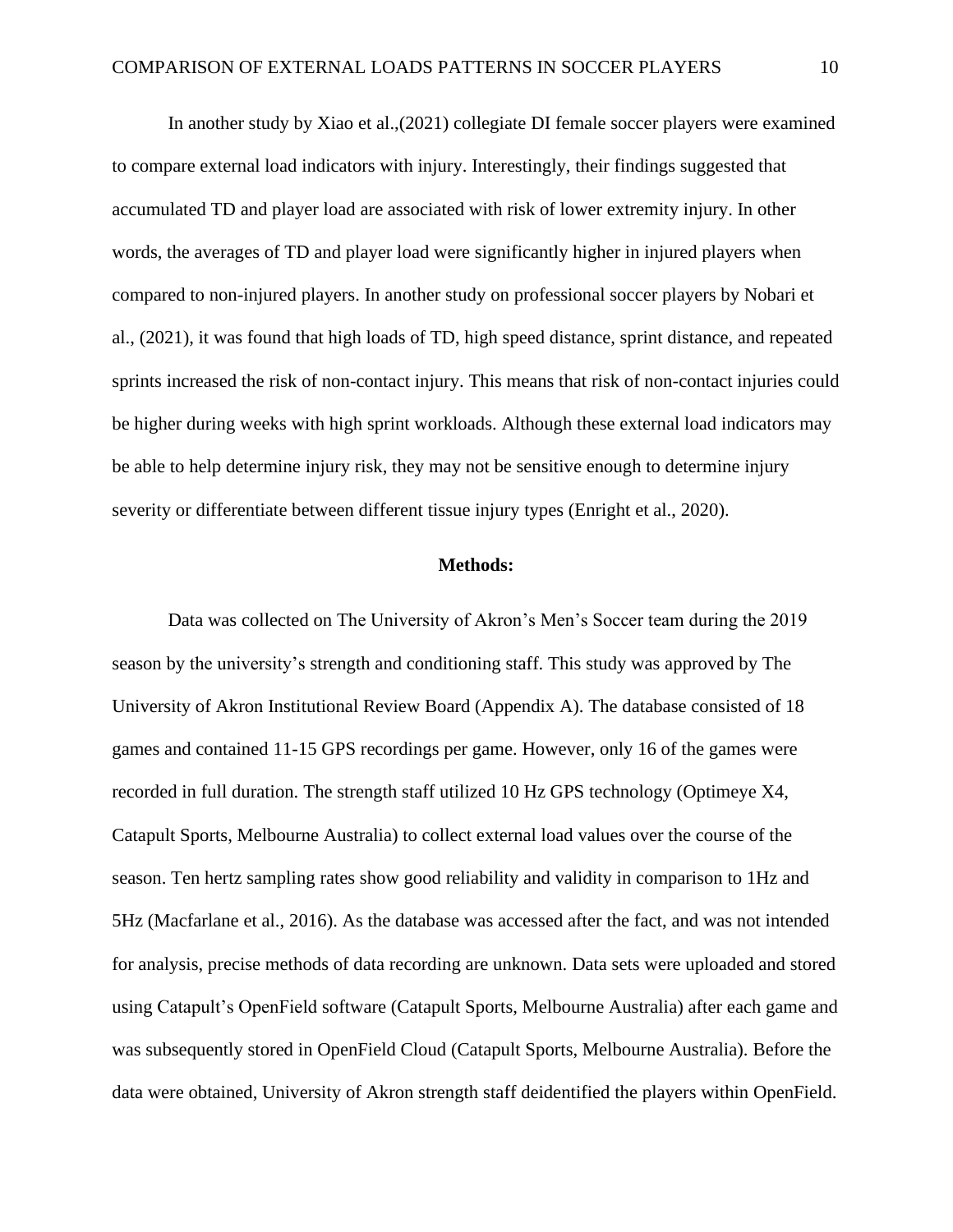In another study by Xiao et al.,(2021) collegiate DI female soccer players were examined to compare external load indicators with injury. Interestingly, their findings suggested that accumulated TD and player load are associated with risk of lower extremity injury. In other words, the averages of TD and player load were significantly higher in injured players when compared to non-injured players. In another study on professional soccer players by Nobari et al., (2021), it was found that high loads of TD, high speed distance, sprint distance, and repeated sprints increased the risk of non-contact injury. This means that risk of non-contact injuries could be higher during weeks with high sprint workloads. Although these external load indicators may be able to help determine injury risk, they may not be sensitive enough to determine injury severity or differentiate between different tissue injury types (Enright et al., 2020).

## Methods:

Data was collected on The University of Akron's Men's Soccer team during the 2019 season by the university's strength and conditioning staff. This study was approved by The University of Akron Institutional Review Board (Appendix A). The database consisted of 18 games and contained 11-15 GPS recordings per game. However, only 16 of the games were recorded in full duration. The strength staff utilized 10 Hz GPS technology (Optimeye X4, Catapult Sports, Melbourne Australia) to collect external load values over the course of the season. Ten hertz sampling rates show good reliability and validity in comparison to 1Hz and 5Hz (Macfarlane et al., 2016). As the database was accessed after the fact, and was not intended for analysis, precise methods of data recording are unknown. Data sets were uploaded and stored using Catapult's OpenField software (Catapult Sports, Melbourne Australia) after each game and was subsequently stored in OpenField Cloud (Catapult Sports, Melbourne Australia). Before the data were obtained, University of Akron strength staff deidentified the players within OpenField.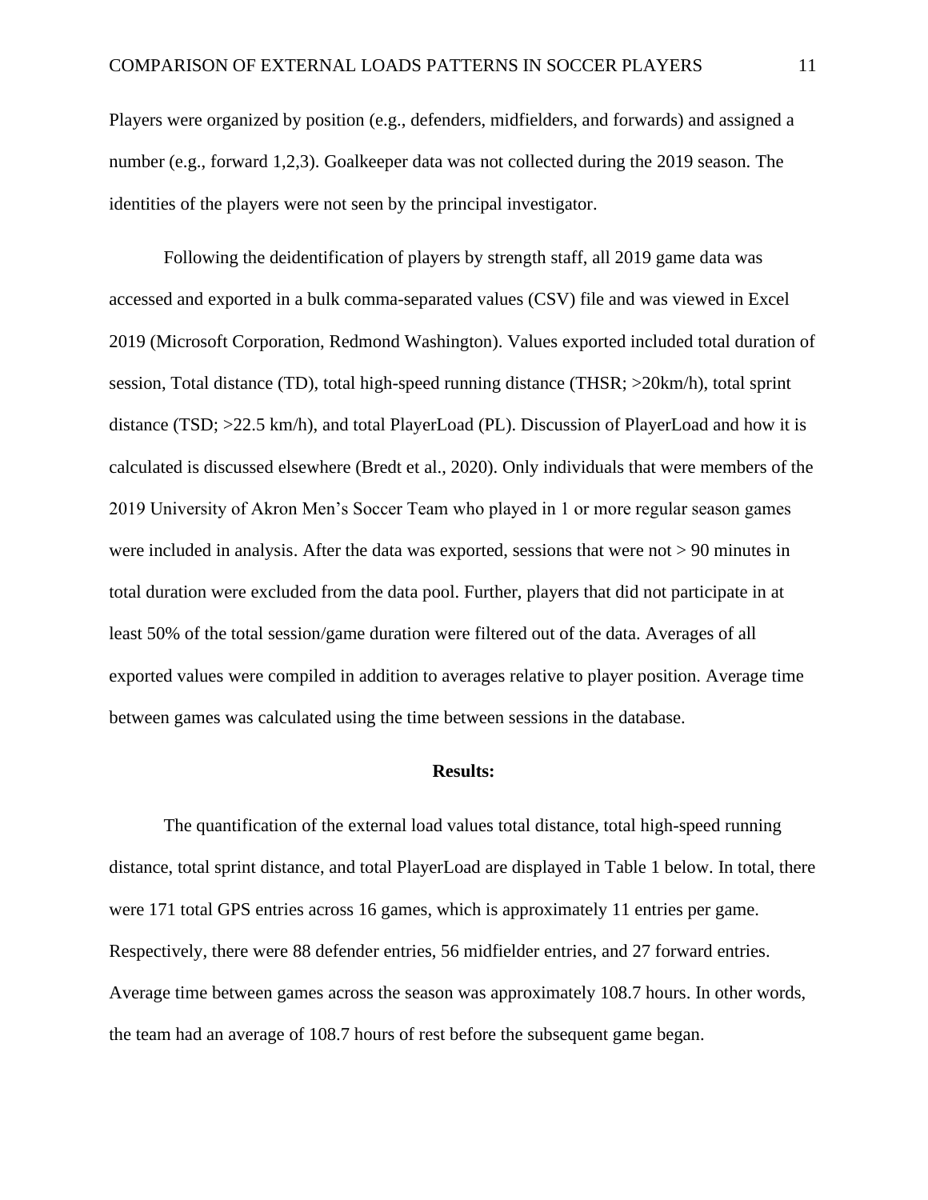Players were organized by position (e.g., defenders, midfielders, and forwards) and assigned a number (e.g., forward 1,2,3). Goalkeeper data was not collected during the 2019 season. The identities of the players were not seen by the principal investigator.

Following the deidentification of players by strength staff, all 2019 game data was accessed and exported in a bulk comma-separated values (CSV) file and was viewed in Excel 2019 (Microsoft Corporation, Redmond Washington). Values exported included total duration of session, Total distance (TD), total high-speed running distance (THSR; >20km/h), total sprint distance (TSD; >22.5 km/h), and total PlayerLoad (PL). Discussion of PlayerLoad and how it is calculated is discussed elsewhere (Bredt et al., 2020). Only individuals that were members of the 2019 University of Akron Men's Soccer Team who played in 1 or more regular season games were included in analysis. After the data was exported, sessions that were not > 90 minutes in total duration were excluded from the data pool. Further, players that did not participate in at least 50% of the total session/game duration were filtered out of the data. Averages of all exported values were compiled in addition to averages relative to player position. Average time between games was calculated using the time between sessions in the database.

## Results:

The quantification of the external load values total distance, total high-speed running distance, total sprint distance, and total PlayerLoad are displayed in Table 1 below. In total, there were 171 total GPS entries across 16 games, which is approximately 11 entries per game. Respectively, there were 88 defender entries, 56 midfielder entries, and 27 forward entries. Average time between games across the season was approximately 108.7 hours. In other words, the team had an average of 108.7 hours of rest before the subsequent game began.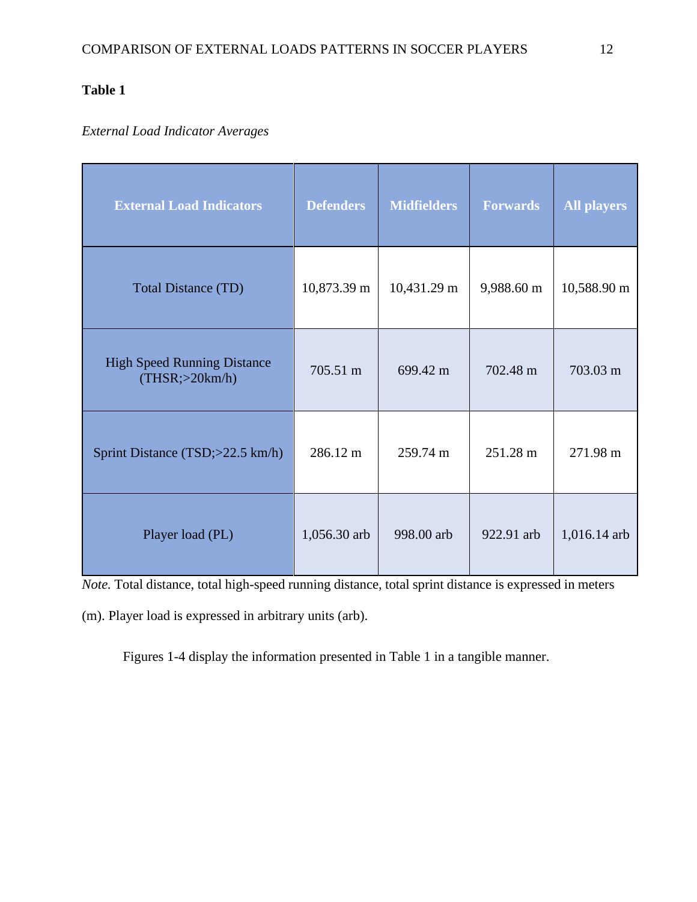**Table 1**

*External Load Indicator Averages*

| External Load Indicators | Defenders | Midfielders | Forwards | All players |
|---|---|---|---|---|
| Total Distance (TD) | 10,873.39 m | 10,431.29 m | 9,988.60 m | 10,588.90 m |
| High Speed Running Distance (THSR;>20km/h) | 705.51 m | 699.42 m | 702.48 m | 703.03 m |
| Sprint Distance (TSD;>22.5 km/h) | 286.12 m | 259.74 m | 251.28 m | 271.98 m |
| Player load (PL) | 1,056.30 arb | 998.00 arb | 922.91 arb | 1,016.14 arb |

*Note.* Total distance, total high-speed running distance, total sprint distance is expressed in meters (m). Player load is expressed in arbitrary units (arb).

Figures 1-4 display the information presented in Table 1 in a tangible manner.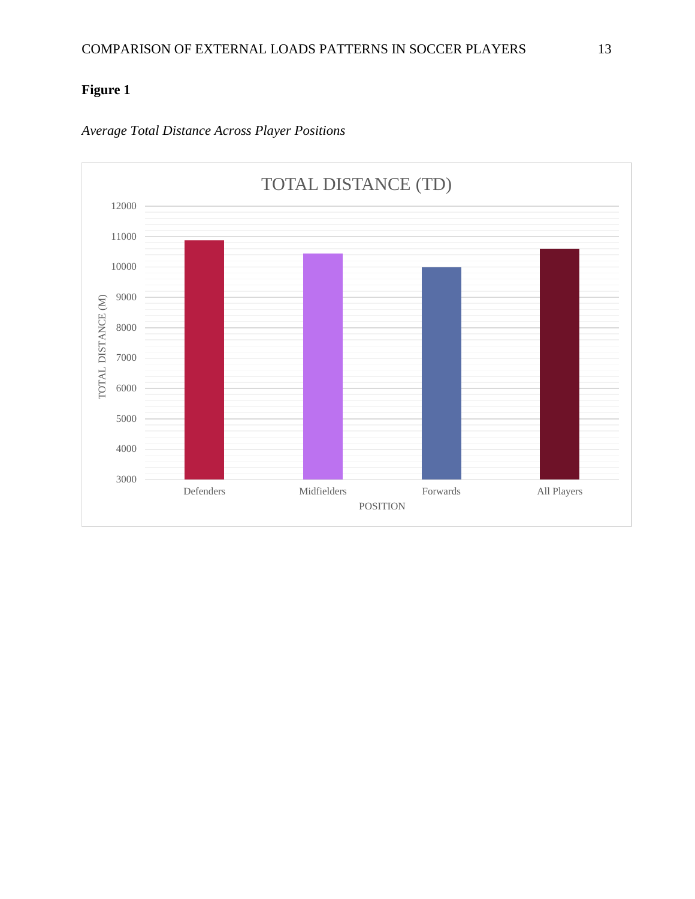**Figure 1**

*Average Total Distance Across Player Positions*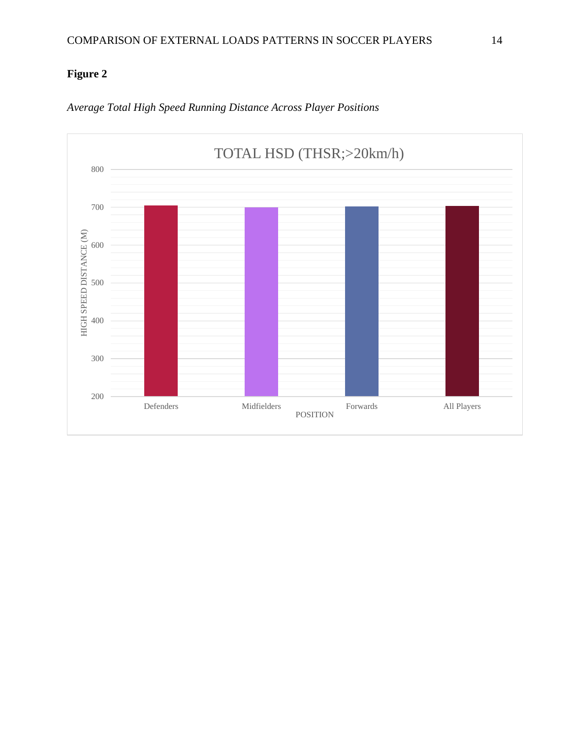**Figure 2**

*Average Total High Speed Running Distance Across Player Positions*

TOTAL HSD (THSR;>20km/h)

HIGH SPEED DISTANCE (M)

800
700
600
500
400
300
200

Defenders Midfielders Forwards All Players

POSITION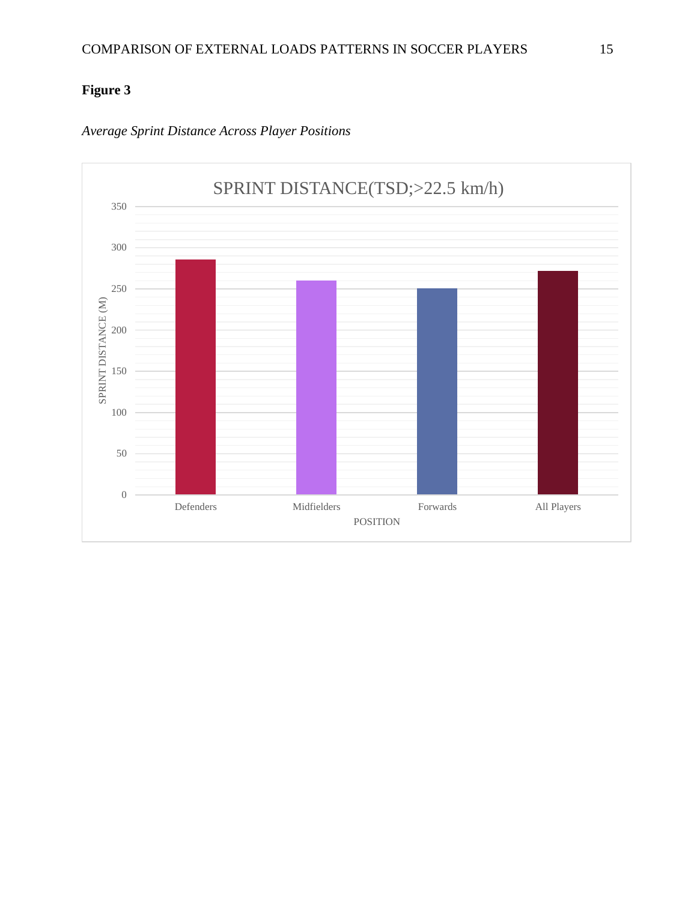**Figure 3**

*Average Sprint Distance Across Player Positions*

SPRINT DISTANCE(TSD;>22.5 km/h)

SPRINT DISTANCE (M)

| POSITION | Sprint Distance (M) |
| --- | --- |
| Defenders | ~285 |
| Midfielders | ~260 |
| Forwards | ~250 |
| All Players | ~271 |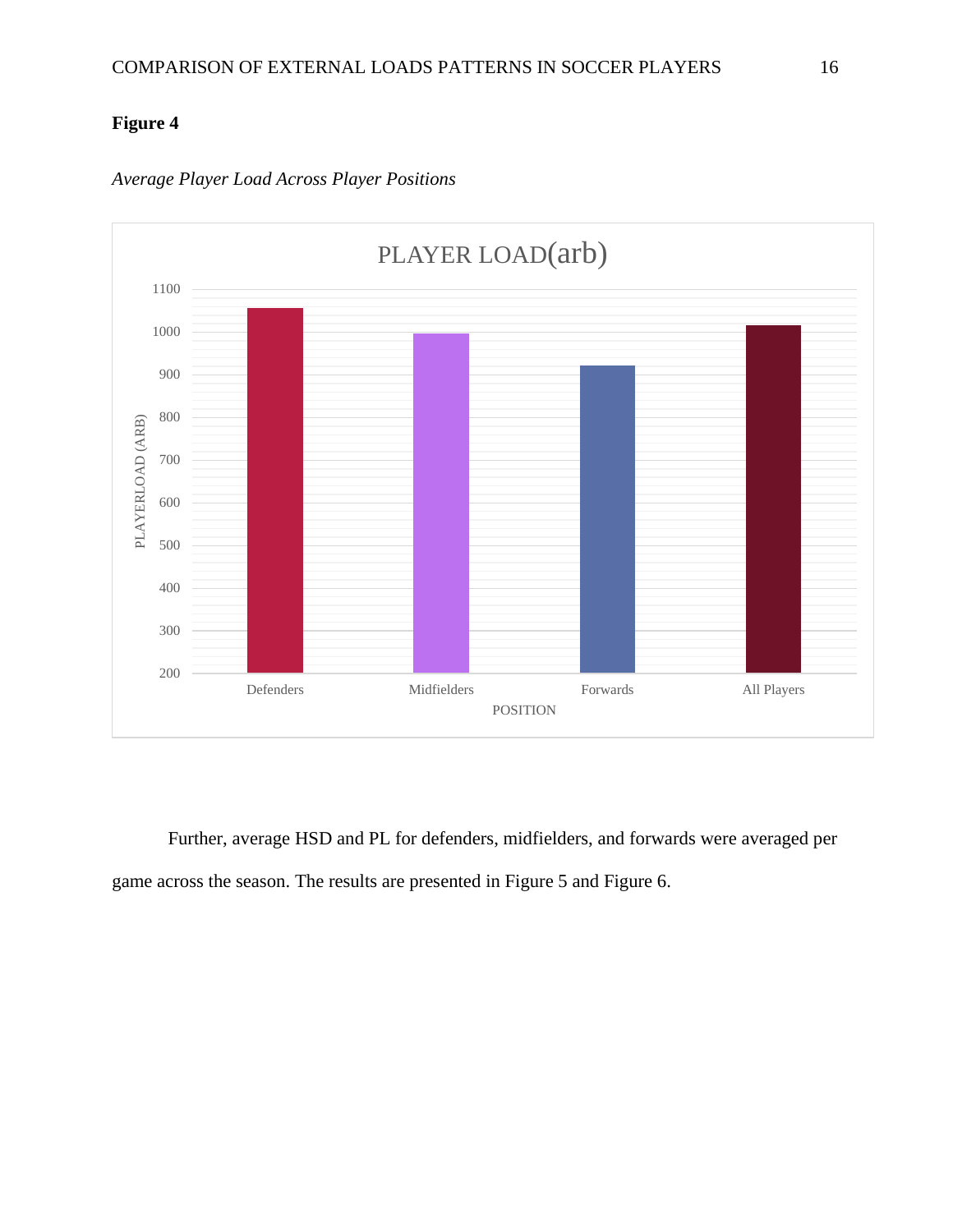**Figure 4**

*Average Player Load Across Player Positions*

Further, average HSD and PL for defenders, midfielders, and forwards were averaged per game across the season. The results are presented in Figure 5 and Figure 6.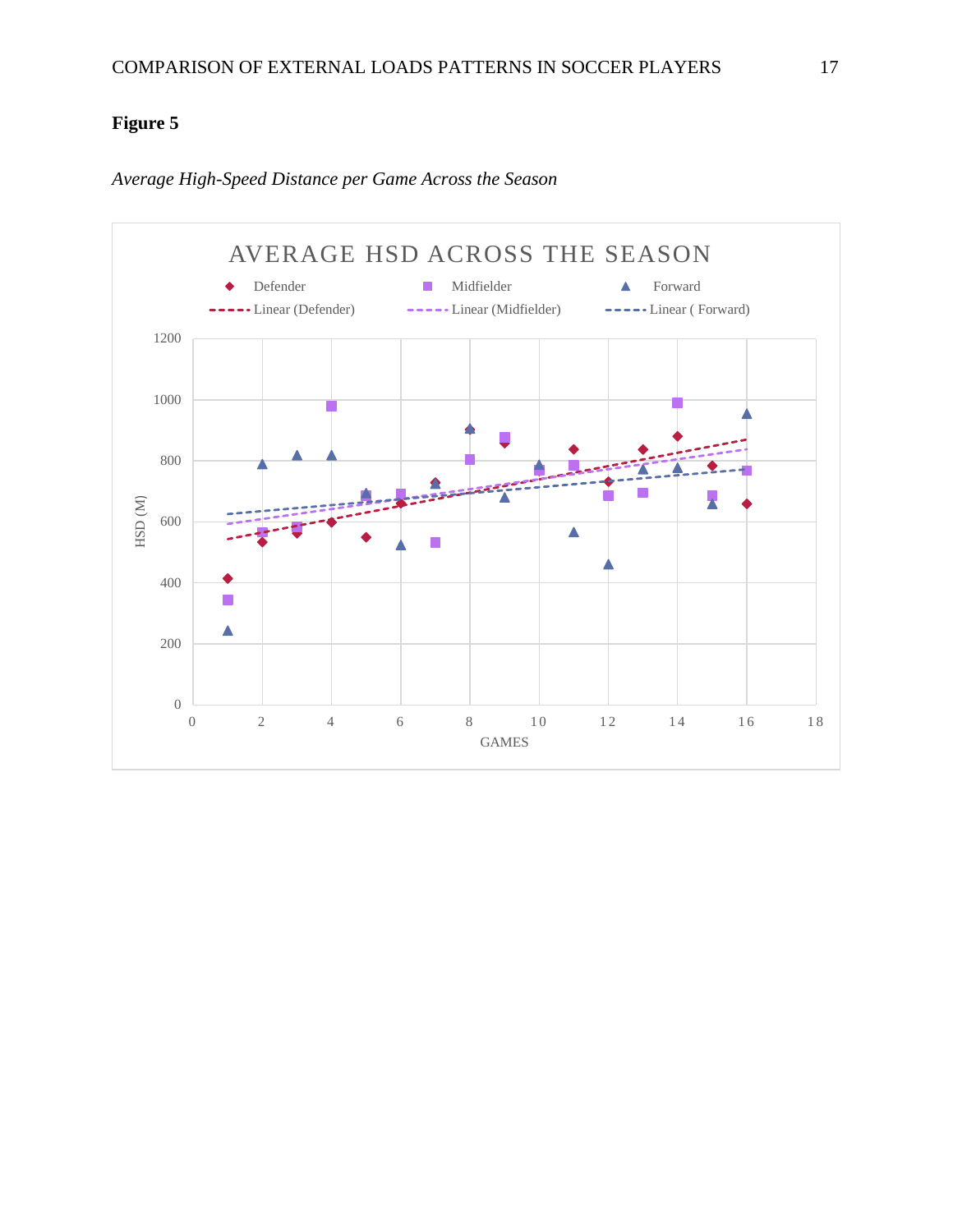**Figure 5**

*Average High-Speed Distance per Game Across the Season*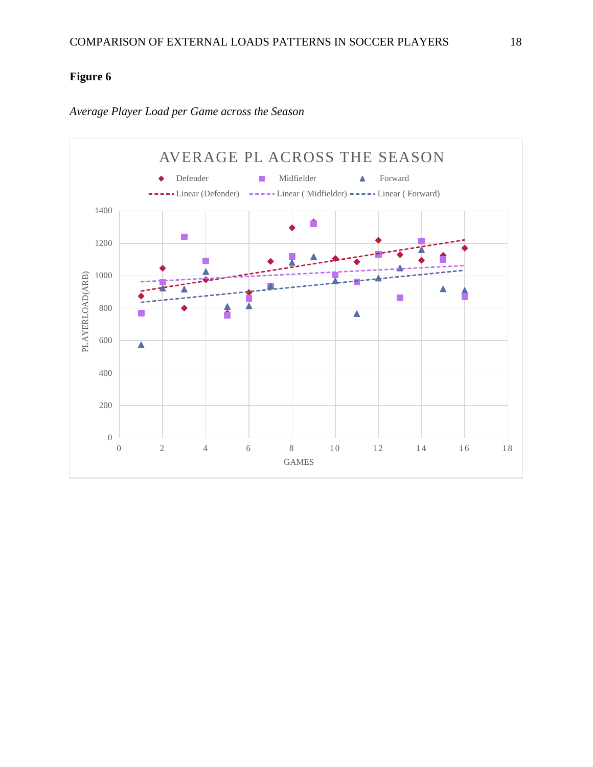**Figure 6**

*Average Player Load per Game across the Season*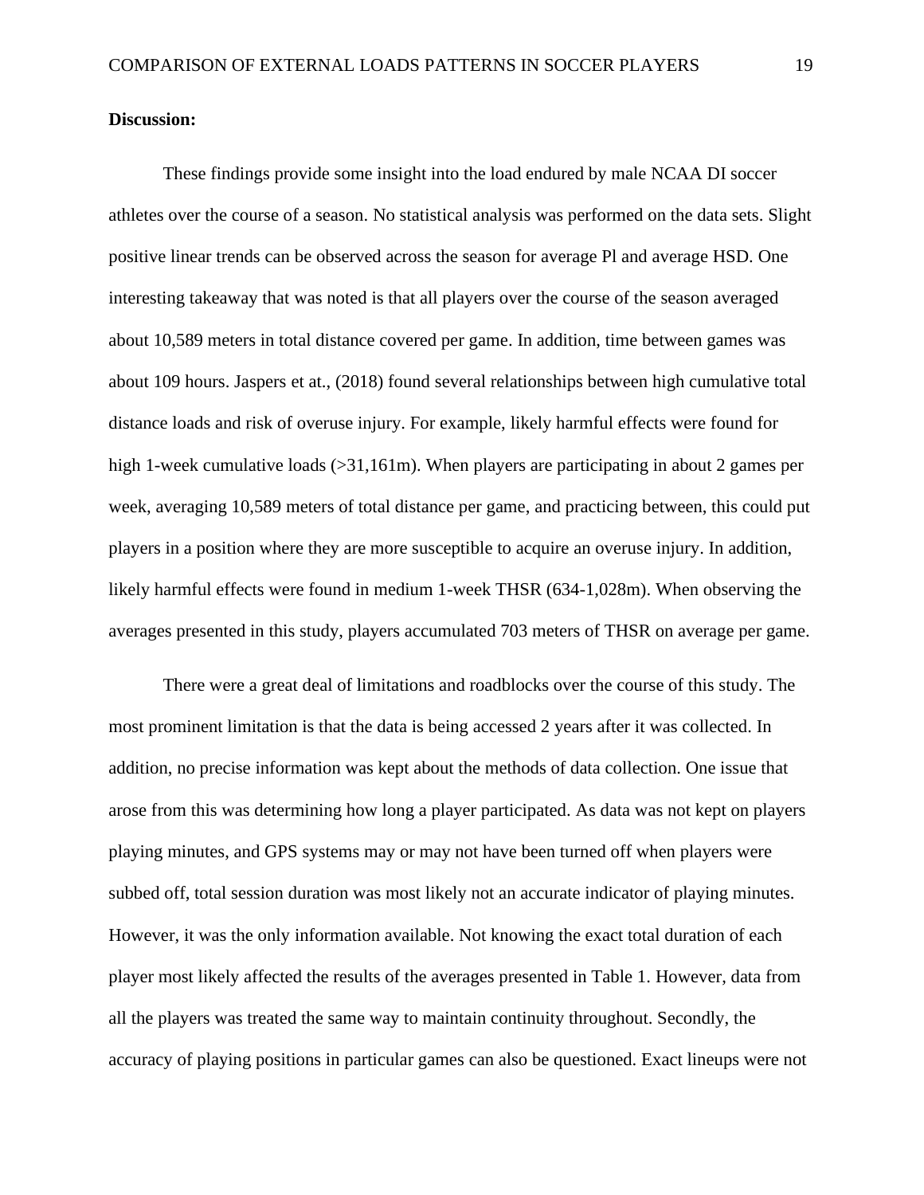**Discussion:**

These findings provide some insight into the load endured by male NCAA DI soccer athletes over the course of a season. No statistical analysis was performed on the data sets. Slight positive linear trends can be observed across the season for average Pl and average HSD. One interesting takeaway that was noted is that all players over the course of the season averaged about 10,589 meters in total distance covered per game. In addition, time between games was about 109 hours. Jaspers et at., (2018) found several relationships between high cumulative total distance loads and risk of overuse injury. For example, likely harmful effects were found for high 1-week cumulative loads (>31,161m). When players are participating in about 2 games per week, averaging 10,589 meters of total distance per game, and practicing between, this could put players in a position where they are more susceptible to acquire an overuse injury. In addition, likely harmful effects were found in medium 1-week THSR (634-1,028m). When observing the averages presented in this study, players accumulated 703 meters of THSR on average per game.

There were a great deal of limitations and roadblocks over the course of this study. The most prominent limitation is that the data is being accessed 2 years after it was collected. In addition, no precise information was kept about the methods of data collection. One issue that arose from this was determining how long a player participated. As data was not kept on players playing minutes, and GPS systems may or may not have been turned off when players were subbed off, total session duration was most likely not an accurate indicator of playing minutes. However, it was the only information available. Not knowing the exact total duration of each player most likely affected the results of the averages presented in Table 1. However, data from all the players was treated the same way to maintain continuity throughout. Secondly, the accuracy of playing positions in particular games can also be questioned. Exact lineups were not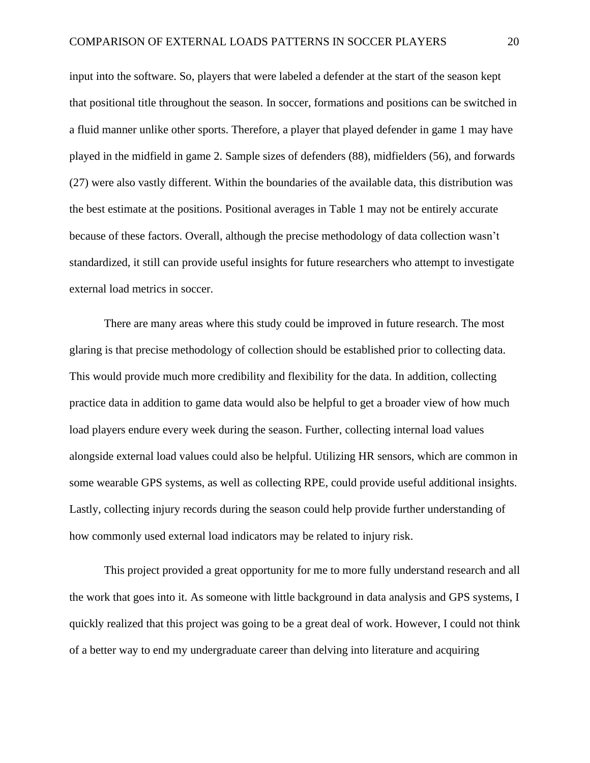input into the software. So, players that were labeled a defender at the start of the season kept that positional title throughout the season. In soccer, formations and positions can be switched in a fluid manner unlike other sports. Therefore, a player that played defender in game 1 may have played in the midfield in game 2. Sample sizes of defenders (88), midfielders (56), and forwards (27) were also vastly different. Within the boundaries of the available data, this distribution was the best estimate at the positions. Positional averages in Table 1 may not be entirely accurate because of these factors. Overall, although the precise methodology of data collection wasn't standardized, it still can provide useful insights for future researchers who attempt to investigate external load metrics in soccer.

There are many areas where this study could be improved in future research. The most glaring is that precise methodology of collection should be established prior to collecting data. This would provide much more credibility and flexibility for the data. In addition, collecting practice data in addition to game data would also be helpful to get a broader view of how much load players endure every week during the season. Further, collecting internal load values alongside external load values could also be helpful. Utilizing HR sensors, which are common in some wearable GPS systems, as well as collecting RPE, could provide useful additional insights. Lastly, collecting injury records during the season could help provide further understanding of how commonly used external load indicators may be related to injury risk.

This project provided a great opportunity for me to more fully understand research and all the work that goes into it. As someone with little background in data analysis and GPS systems, I quickly realized that this project was going to be a great deal of work. However, I could not think of a better way to end my undergraduate career than delving into literature and acquiring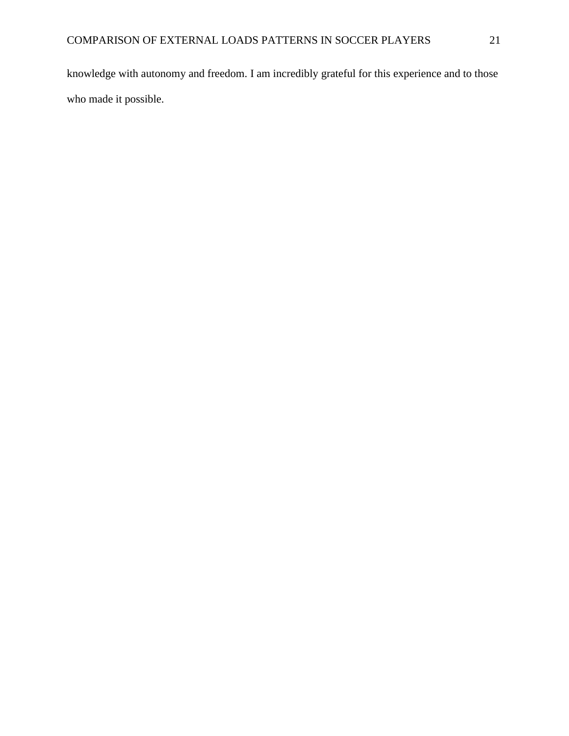knowledge with autonomy and freedom. I am incredibly grateful for this experience and to those who made it possible.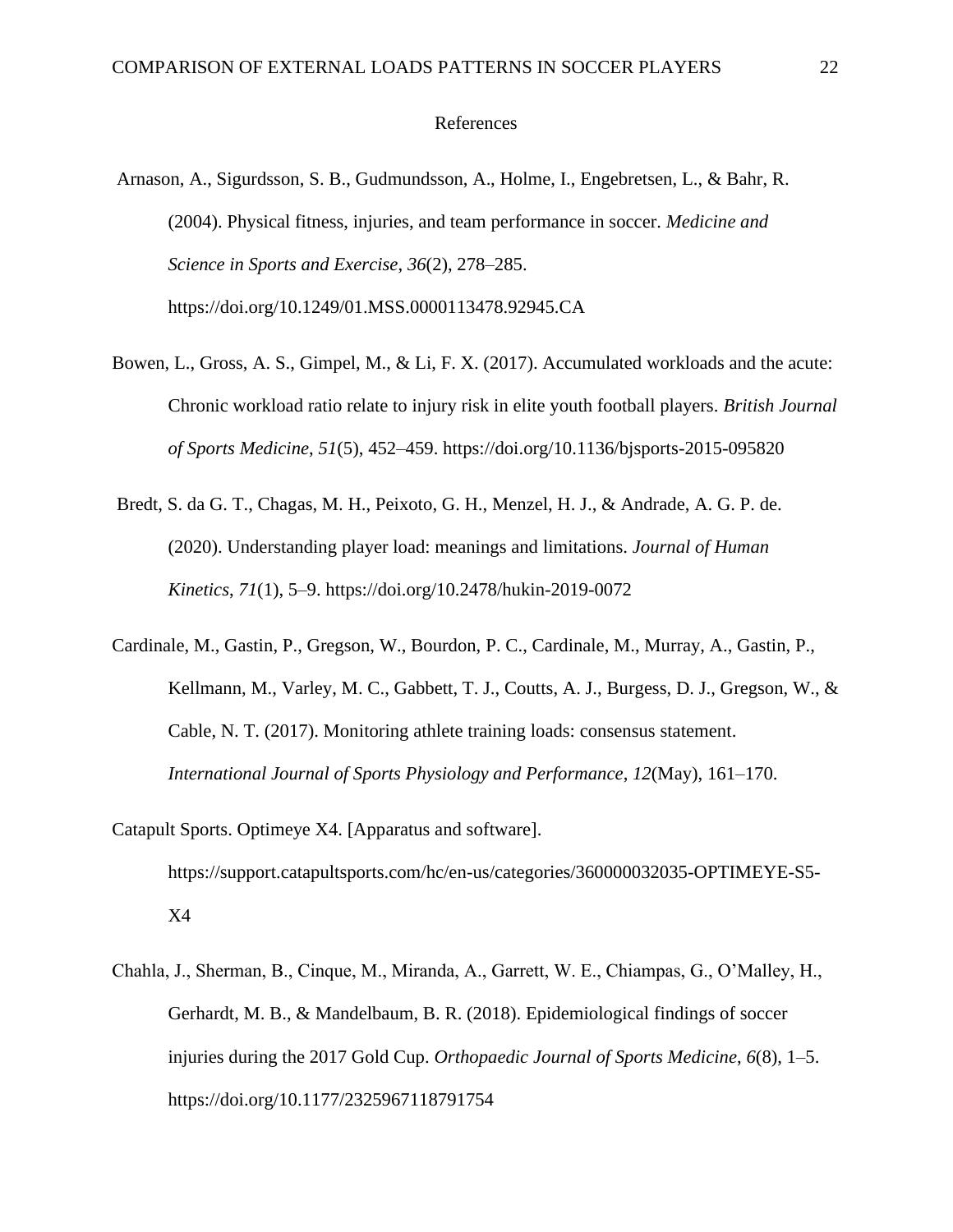# References

Arnason, A., Sigurdsson, S. B., Gudmundsson, A., Holme, I., Engebretsen, L., & Bahr, R. (2004). Physical fitness, injuries, and team performance in soccer. *Medicine and Science in Sports and Exercise*, *36*(2), 278–285. https://doi.org/10.1249/01.MSS.0000113478.92945.CA

Bowen, L., Gross, A. S., Gimpel, M., & Li, F. X. (2017). Accumulated workloads and the acute: Chronic workload ratio relate to injury risk in elite youth football players. *British Journal of Sports Medicine*, *51*(5), 452–459. https://doi.org/10.1136/bjsports-2015-095820

Bredt, S. da G. T., Chagas, M. H., Peixoto, G. H., Menzel, H. J., & Andrade, A. G. P. de. (2020). Understanding player load: meanings and limitations. *Journal of Human Kinetics*, *71*(1), 5–9. https://doi.org/10.2478/hukin-2019-0072

Cardinale, M., Gastin, P., Gregson, W., Bourdon, P. C., Cardinale, M., Murray, A., Gastin, P., Kellmann, M., Varley, M. C., Gabbett, T. J., Coutts, A. J., Burgess, D. J., Gregson, W., & Cable, N. T. (2017). Monitoring athlete training loads: consensus statement. *International Journal of Sports Physiology and Performance*, *12*(May), 161–170.

Catapult Sports. Optimeye X4. [Apparatus and software]. https://support.catapultsports.com/hc/en-us/categories/360000032035-OPTIMEYE-S5-X4

Chahla, J., Sherman, B., Cinque, M., Miranda, A., Garrett, W. E., Chiampas, G., O'Malley, H., Gerhardt, M. B., & Mandelbaum, B. R. (2018). Epidemiological findings of soccer injuries during the 2017 Gold Cup. *Orthopaedic Journal of Sports Medicine*, *6*(8), 1–5. https://doi.org/10.1177/2325967118791754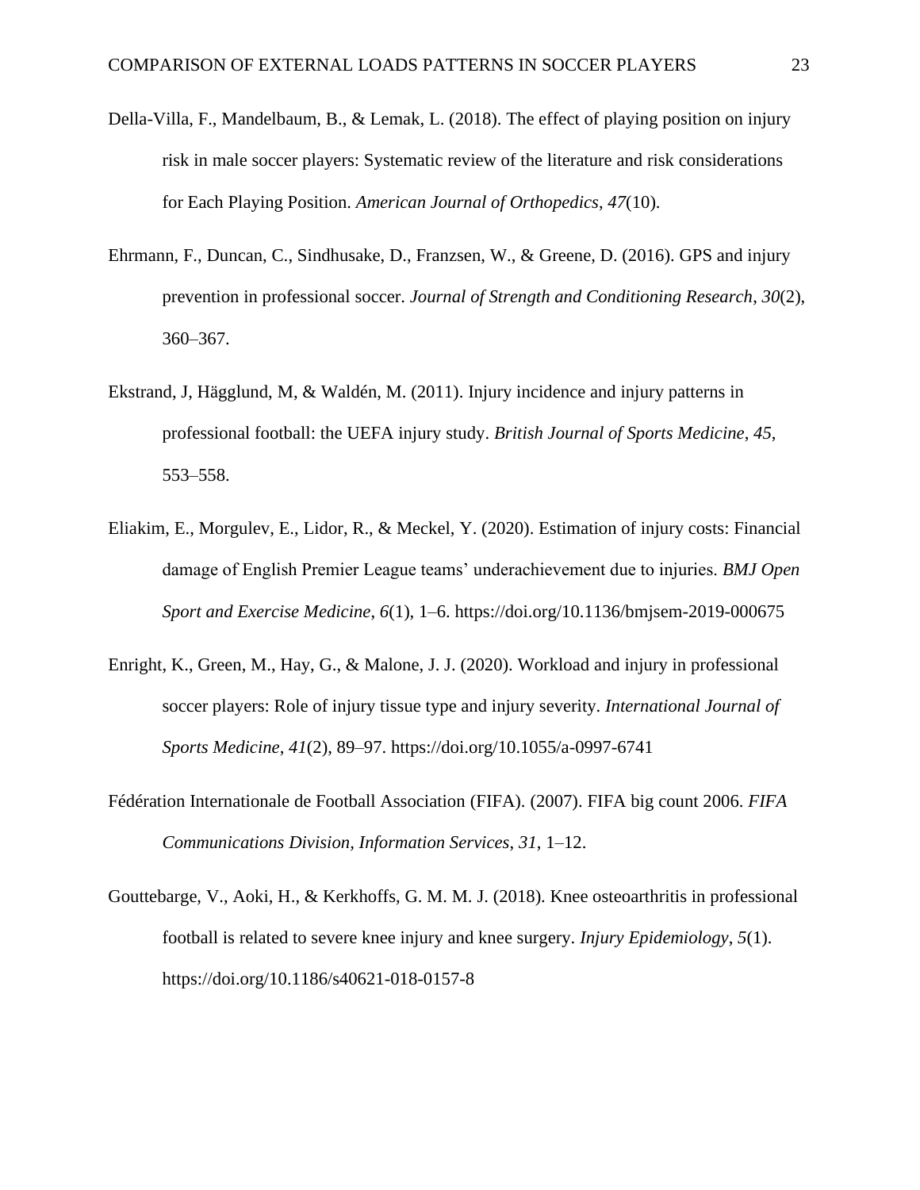Della-Villa, F., Mandelbaum, B., & Lemak, L. (2018). The effect of playing position on injury risk in male soccer players: Systematic review of the literature and risk considerations for Each Playing Position. *American Journal of Orthopedics*, *47*(10).

Ehrmann, F., Duncan, C., Sindhusake, D., Franzsen, W., & Greene, D. (2016). GPS and injury prevention in professional soccer. *Journal of Strength and Conditioning Research*, *30*(2), 360–367.

Ekstrand, J, Hägglund, M, & Waldén, M. (2011). Injury incidence and injury patterns in professional football: the UEFA injury study. *British Journal of Sports Medicine*, *45*, 553–558.

Eliakim, E., Morgulev, E., Lidor, R., & Meckel, Y. (2020). Estimation of injury costs: Financial damage of English Premier League teams' underachievement due to injuries. *BMJ Open Sport and Exercise Medicine*, *6*(1), 1–6. https://doi.org/10.1136/bmjsem-2019-000675

Enright, K., Green, M., Hay, G., & Malone, J. J. (2020). Workload and injury in professional soccer players: Role of injury tissue type and injury severity. *International Journal of Sports Medicine*, *41*(2), 89–97. https://doi.org/10.1055/a-0997-6741

Fédération Internationale de Football Association (FIFA). (2007). FIFA big count 2006. *FIFA Communications Division, Information Services*, *31*, 1–12.

Gouttebarge, V., Aoki, H., & Kerkhoffs, G. M. M. J. (2018). Knee osteoarthritis in professional football is related to severe knee injury and knee surgery. *Injury Epidemiology*, *5*(1). https://doi.org/10.1186/s40621-018-0157-8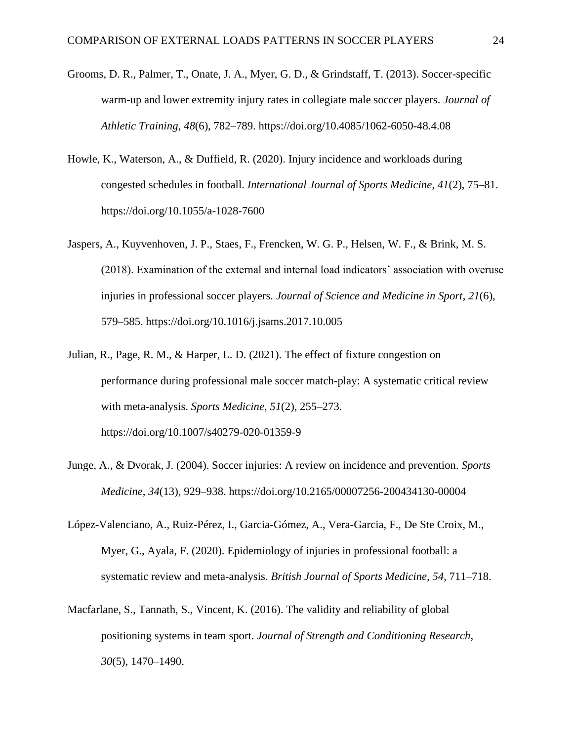Grooms, D. R., Palmer, T., Onate, J. A., Myer, G. D., & Grindstaff, T. (2013). Soccer-specific warm-up and lower extremity injury rates in collegiate male soccer players. *Journal of Athletic Training*, *48*(6), 782–789. https://doi.org/10.4085/1062-6050-48.4.08

Howle, K., Waterson, A., & Duffield, R. (2020). Injury incidence and workloads during congested schedules in football. *International Journal of Sports Medicine*, *41*(2), 75–81. https://doi.org/10.1055/a-1028-7600

Jaspers, A., Kuyvenhoven, J. P., Staes, F., Frencken, W. G. P., Helsen, W. F., & Brink, M. S. (2018). Examination of the external and internal load indicators' association with overuse injuries in professional soccer players. *Journal of Science and Medicine in Sport*, *21*(6), 579–585. https://doi.org/10.1016/j.jsams.2017.10.005

Julian, R., Page, R. M., & Harper, L. D. (2021). The effect of fixture congestion on performance during professional male soccer match-play: A systematic critical review with meta-analysis. *Sports Medicine*, *51*(2), 255–273. https://doi.org/10.1007/s40279-020-01359-9

Junge, A., & Dvorak, J. (2004). Soccer injuries: A review on incidence and prevention. *Sports Medicine*, *34*(13), 929–938. https://doi.org/10.2165/00007256-200434130-00004

López-Valenciano, A., Ruiz-Pérez, I., Garcia-Gómez, A., Vera-Garcia, F., De Ste Croix, M., Myer, G., Ayala, F. (2020). Epidemiology of injuries in professional football: a systematic review and meta-analysis. *British Journal of Sports Medicine*, *54*, 711–718.

Macfarlane, S., Tannath, S., Vincent, K. (2016). The validity and reliability of global positioning systems in team sport. *Journal of Strength and Conditioning Research*, *30*(5), 1470–1490.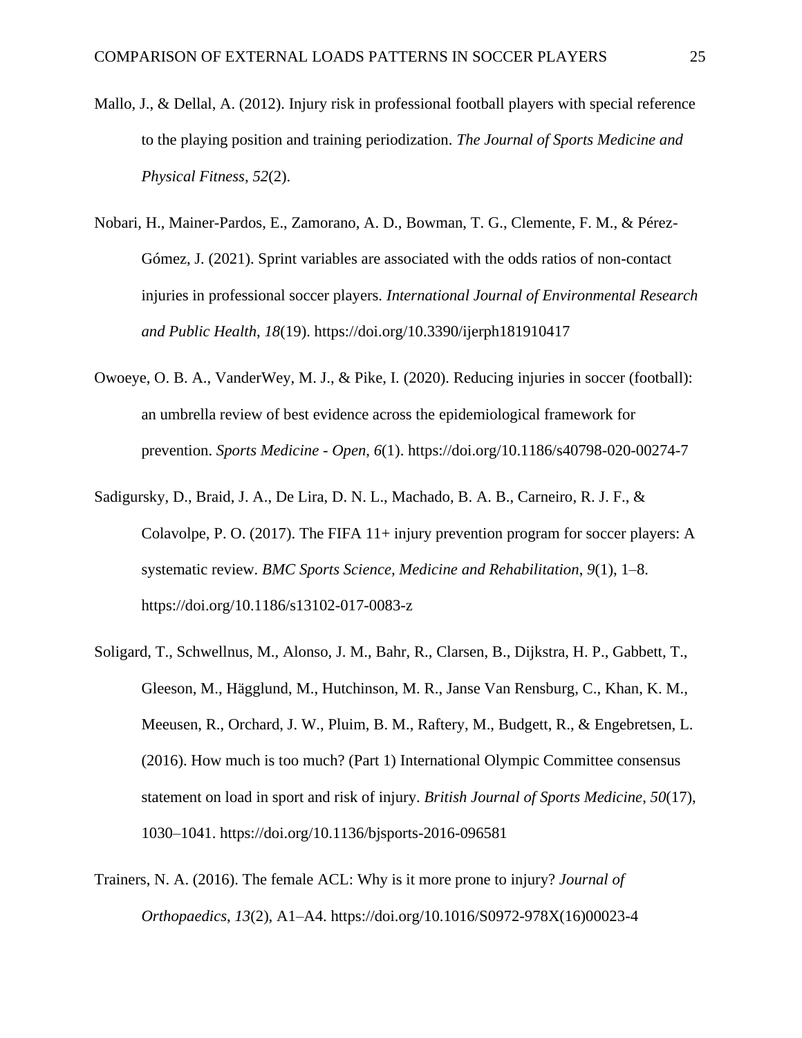Mallo, J., & Dellal, A. (2012). Injury risk in professional football players with special reference to the playing position and training periodization. *The Journal of Sports Medicine and Physical Fitness*, *52*(2).

Nobari, H., Mainer-Pardos, E., Zamorano, A. D., Bowman, T. G., Clemente, F. M., & Pérez-Gómez, J. (2021). Sprint variables are associated with the odds ratios of non-contact injuries in professional soccer players. *International Journal of Environmental Research and Public Health*, *18*(19). https://doi.org/10.3390/ijerph181910417

Owoeye, O. B. A., VanderWey, M. J., & Pike, I. (2020). Reducing injuries in soccer (football): an umbrella review of best evidence across the epidemiological framework for prevention. *Sports Medicine - Open*, *6*(1). https://doi.org/10.1186/s40798-020-00274-7

Sadigursky, D., Braid, J. A., De Lira, D. N. L., Machado, B. A. B., Carneiro, R. J. F., & Colavolpe, P. O. (2017). The FIFA 11+ injury prevention program for soccer players: A systematic review. *BMC Sports Science, Medicine and Rehabilitation*, *9*(1), 1–8. https://doi.org/10.1186/s13102-017-0083-z

Soligard, T., Schwellnus, M., Alonso, J. M., Bahr, R., Clarsen, B., Dijkstra, H. P., Gabbett, T., Gleeson, M., Hägglund, M., Hutchinson, M. R., Janse Van Rensburg, C., Khan, K. M., Meeusen, R., Orchard, J. W., Pluim, B. M., Raftery, M., Budgett, R., & Engebretsen, L. (2016). How much is too much? (Part 1) International Olympic Committee consensus statement on load in sport and risk of injury. *British Journal of Sports Medicine*, *50*(17), 1030–1041. https://doi.org/10.1136/bjsports-2016-096581

Trainers, N. A. (2016). The female ACL: Why is it more prone to injury? *Journal of Orthopaedics*, *13*(2), A1–A4. https://doi.org/10.1016/S0972-978X(16)00023-4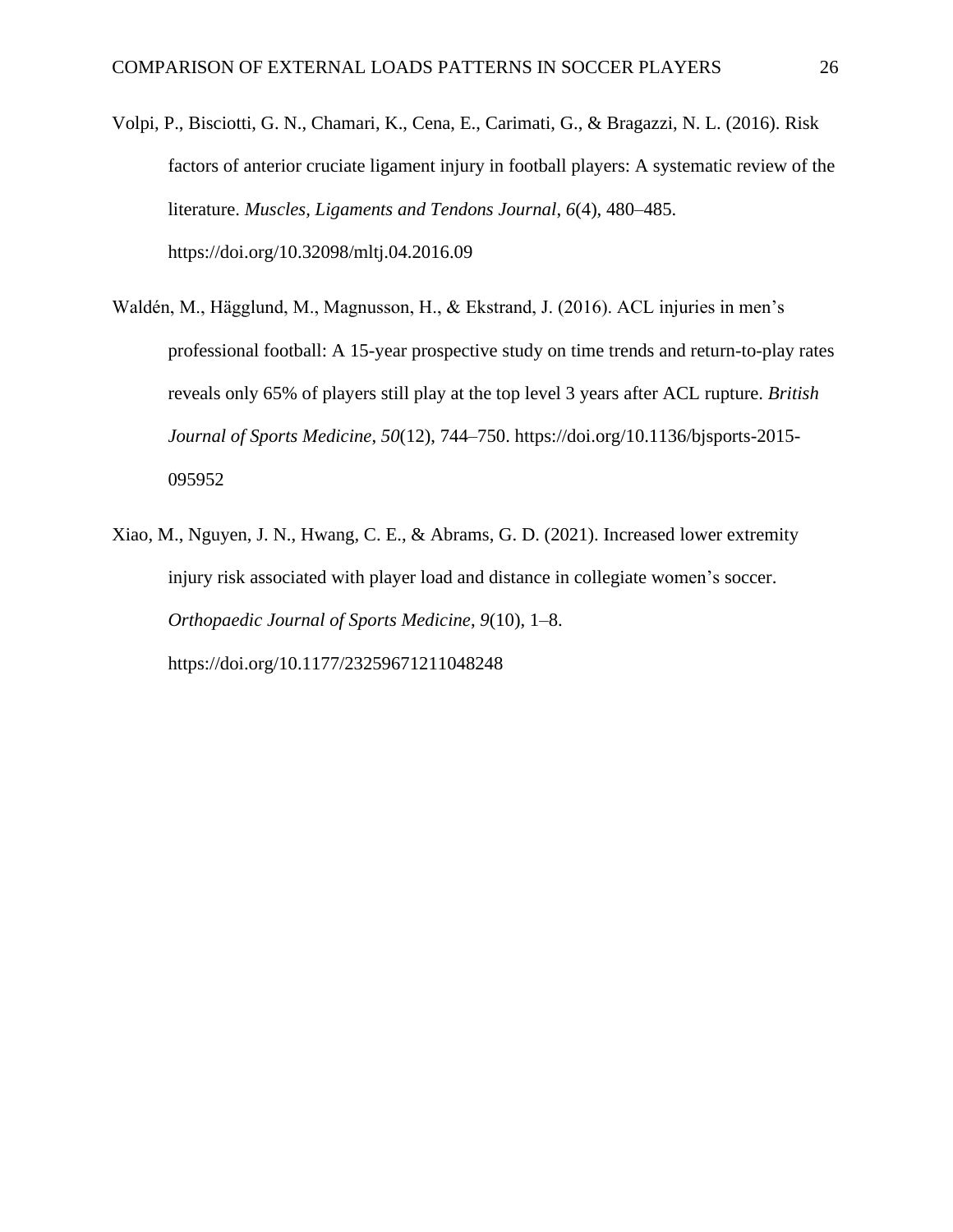Volpi, P., Bisciotti, G. N., Chamari, K., Cena, E., Carimati, G., & Bragazzi, N. L. (2016). Risk factors of anterior cruciate ligament injury in football players: A systematic review of the literature. *Muscles, Ligaments and Tendons Journal*, *6*(4), 480–485. https://doi.org/10.32098/mltj.04.2016.09

Waldén, M., Hägglund, M., Magnusson, H., & Ekstrand, J. (2016). ACL injuries in men's professional football: A 15-year prospective study on time trends and return-to-play rates reveals only 65% of players still play at the top level 3 years after ACL rupture. *British Journal of Sports Medicine*, *50*(12), 744–750. https://doi.org/10.1136/bjsports-2015-095952

Xiao, M., Nguyen, J. N., Hwang, C. E., & Abrams, G. D. (2021). Increased lower extremity injury risk associated with player load and distance in collegiate women's soccer. *Orthopaedic Journal of Sports Medicine*, *9*(10), 1–8. https://doi.org/10.1177/23259671211048248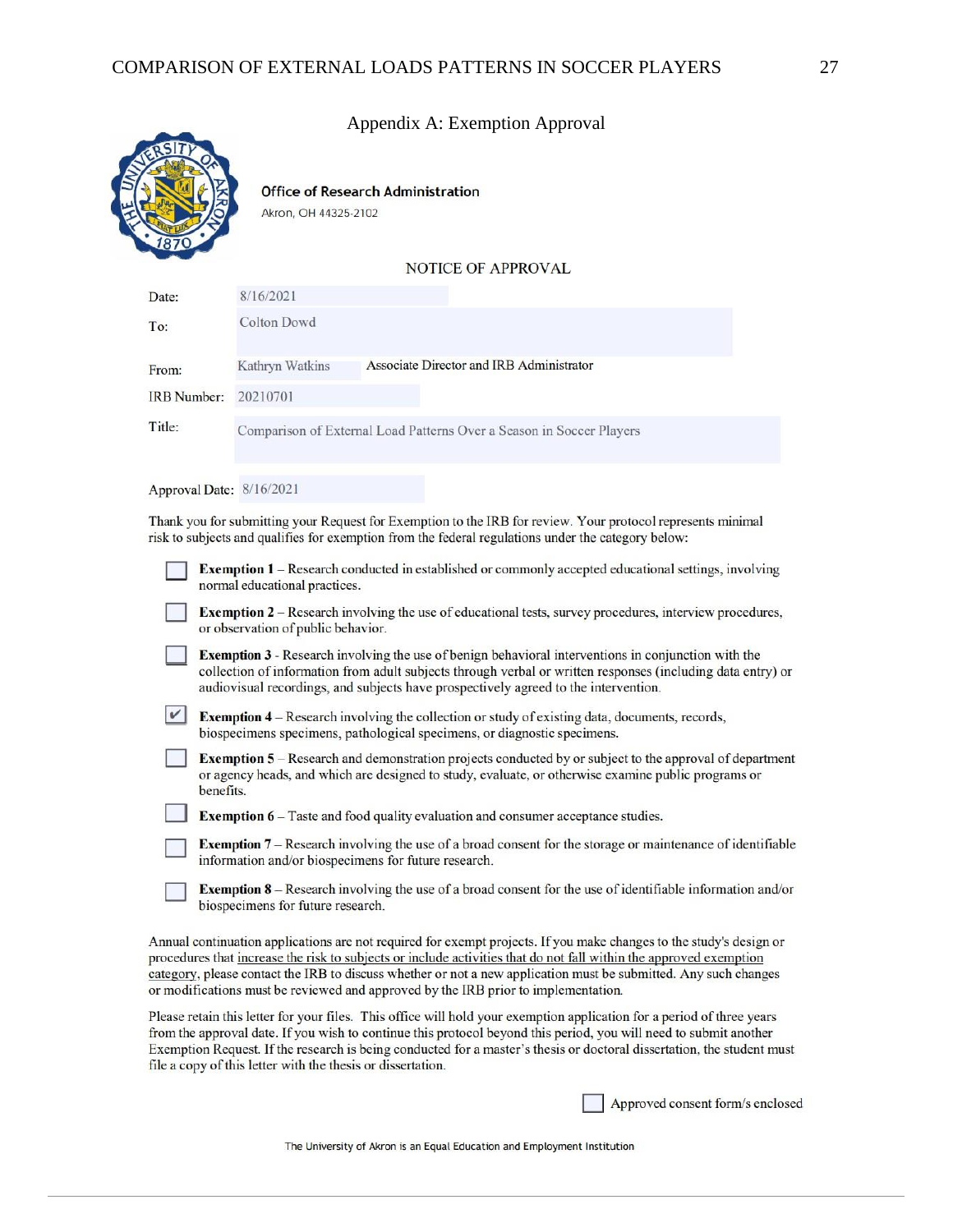# Appendix A: Exemption Approval

**Office of Research Administration**
Akron, OH 44325-2102

NOTICE OF APPROVAL

| | | |
|---|---|---|
| Date: | 8/16/2021 | |
| To: | Colton Dowd | |
| From: | Kathryn Watkins | Associate Director and IRB Administrator |
| IRB Number: | 20210701 | |
| Title: | Comparison of External Load Patterns Over a Season in Soccer Players | |

Approval Date: 8/16/2021

Thank you for submitting your Request for Exemption to the IRB for review. Your protocol represents minimal risk to subjects and qualifies for exemption from the federal regulations under the category below:

- [ ] **Exemption 1** – Research conducted in established or commonly accepted educational settings, involving normal educational practices.
- [ ] **Exemption 2** – Research involving the use of educational tests, survey procedures, interview procedures, or observation of public behavior.
- [ ] **Exemption 3** - Research involving the use of benign behavioral interventions in conjunction with the collection of information from adult subjects through verbal or written responses (including data entry) or audiovisual recordings, and subjects have prospectively agreed to the intervention.
- [x] **Exemption 4** – Research involving the collection or study of existing data, documents, records, biospecimens specimens, pathological specimens, or diagnostic specimens.
- [ ] **Exemption 5** – Research and demonstration projects conducted by or subject to the approval of department or agency heads, and which are designed to study, evaluate, or otherwise examine public programs or benefits.
- [ ] **Exemption 6** – Taste and food quality evaluation and consumer acceptance studies.
- [ ] **Exemption 7** – Research involving the use of a broad consent for the storage or maintenance of identifiable information and/or biospecimens for future research.
- [ ] **Exemption 8** – Research involving the use of a broad consent for the use of identifiable information and/or biospecimens for future research.

Annual continuation applications are not required for exempt projects. If you make changes to the study's design or procedures that increase the risk to subjects or include activities that do not fall within the approved exemption category, please contact the IRB to discuss whether or not a new application must be submitted. Any such changes or modifications must be reviewed and approved by the IRB prior to implementation.

Please retain this letter for your files. This office will hold your exemption application for a period of three years from the approval date. If you wish to continue this protocol beyond this period, you will need to submit another Exemption Request. If the research is being conducted for a master's thesis or doctoral dissertation, the student must file a copy of this letter with the thesis or dissertation.

- [ ] Approved consent form/s enclosed

The University of Akron is an Equal Education and Employment Institution